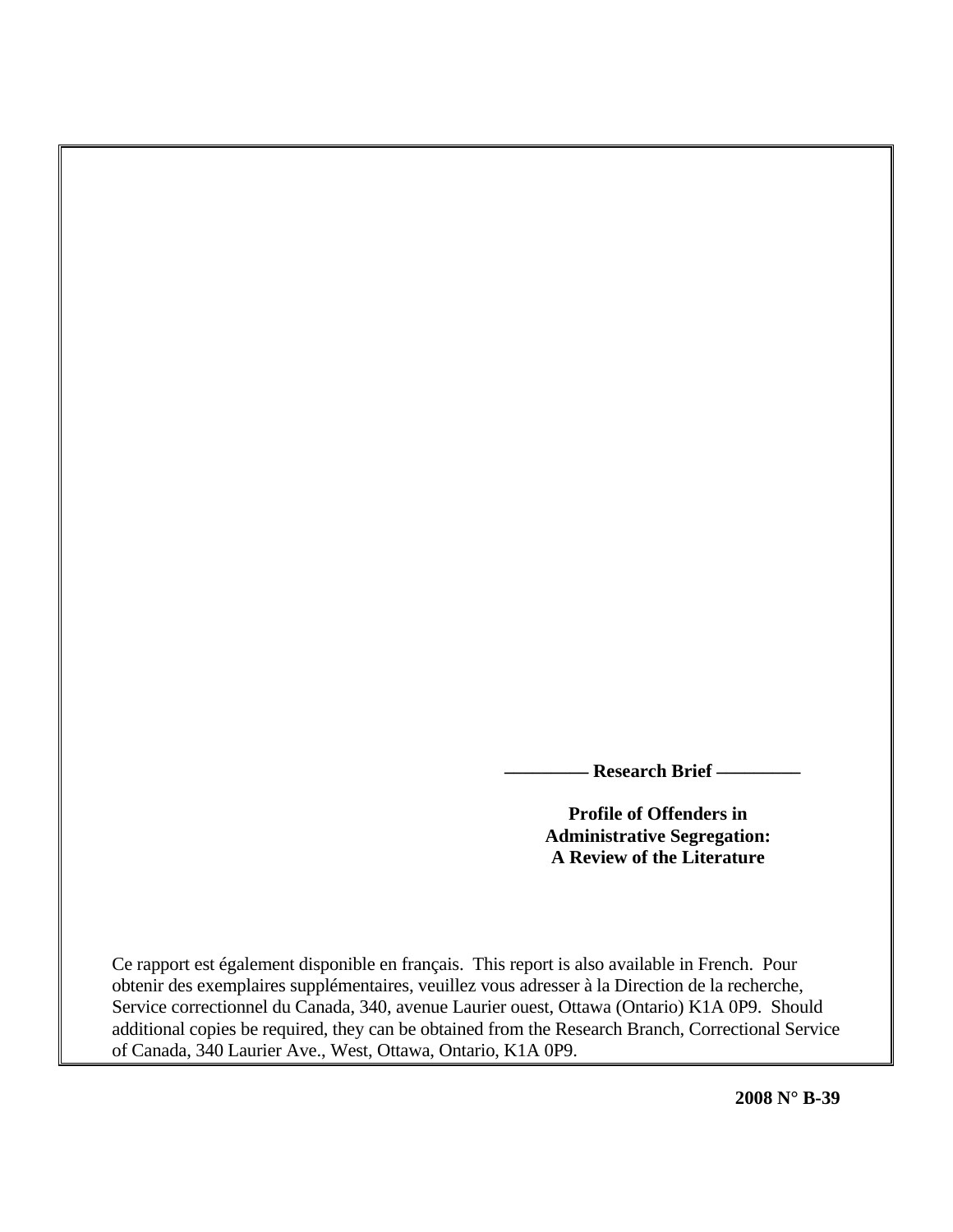**————— Research Brief —————**

**Profile of Offenders in Administrative Segregation: A Review of the Literature**

Ce rapport est également disponible en français. This report is also available in French. Pour obtenir des exemplaires supplémentaires, veuillez vous adresser à la Direction de la recherche, Service correctionnel du Canada, 340, avenue Laurier ouest, Ottawa (Ontario) K1A 0P9. Should additional copies be required, they can be obtained from the Research Branch, Correctional Service of Canada, 340 Laurier Ave., West, Ottawa, Ontario, K1A 0P9.

**2008 N° B-39**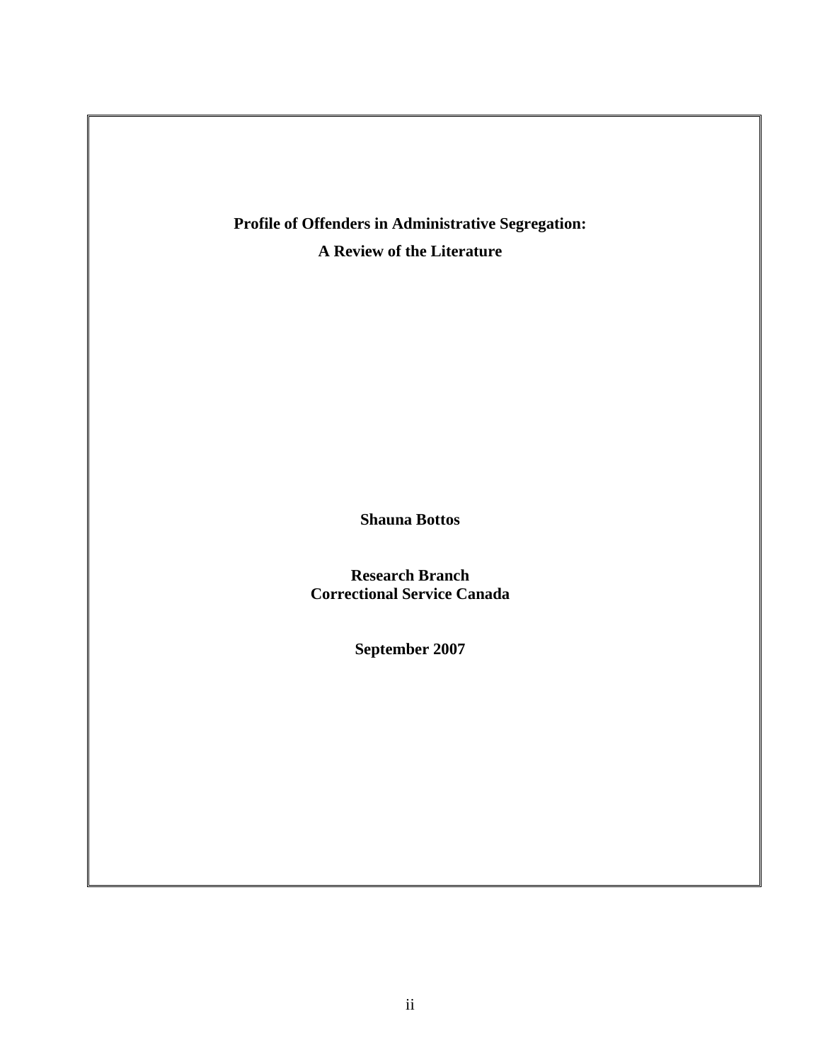**Profile of Offenders in Administrative Segregation:**

**A Review of the Literature**

**Shauna Bottos**

**Research Branch**
**Correctional Service Canada**

**September 2007**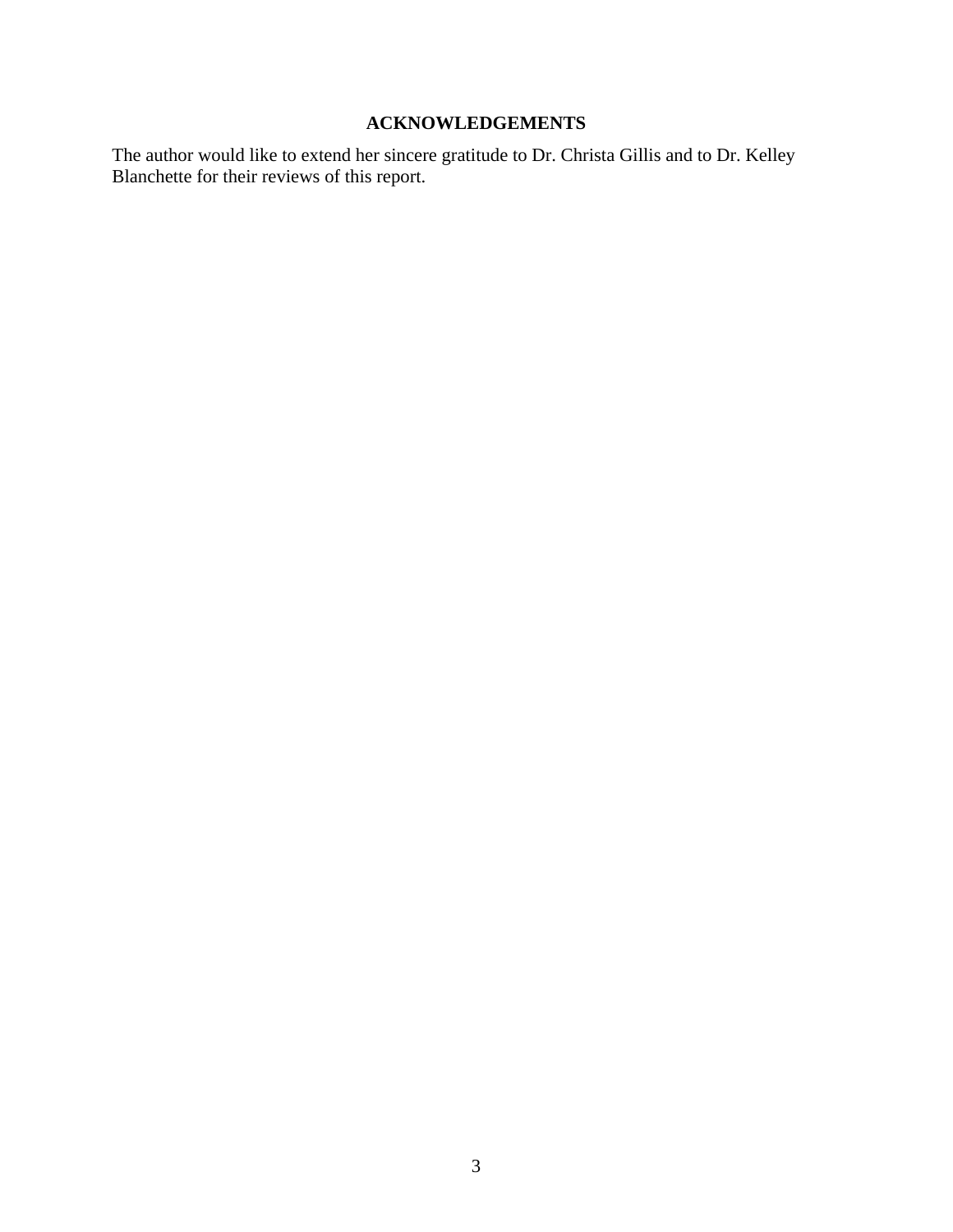## ACKNOWLEDGEMENTS

The author would like to extend her sincere gratitude to Dr. Christa Gillis and to Dr. Kelley Blanchette for their reviews of this report.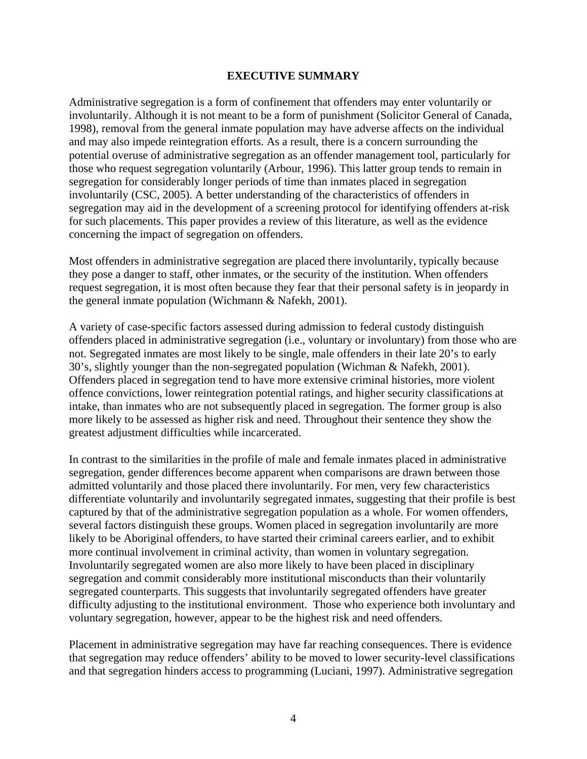**EXECUTIVE SUMMARY**

Administrative segregation is a form of confinement that offenders may enter voluntarily or involuntarily. Although it is not meant to be a form of punishment (Solicitor General of Canada, 1998), removal from the general inmate population may have adverse affects on the individual and may also impede reintegration efforts. As a result, there is a concern surrounding the potential overuse of administrative segregation as an offender management tool, particularly for those who request segregation voluntarily (Arbour, 1996). This latter group tends to remain in segregation for considerably longer periods of time than inmates placed in segregation involuntarily (CSC, 2005). A better understanding of the characteristics of offenders in segregation may aid in the development of a screening protocol for identifying offenders at-risk for such placements. This paper provides a review of this literature, as well as the evidence concerning the impact of segregation on offenders.

Most offenders in administrative segregation are placed there involuntarily, typically because they pose a danger to staff, other inmates, or the security of the institution. When offenders request segregation, it is most often because they fear that their personal safety is in jeopardy in the general inmate population (Wichmann & Nafekh, 2001).

A variety of case-specific factors assessed during admission to federal custody distinguish offenders placed in administrative segregation (i.e., voluntary or involuntary) from those who are not. Segregated inmates are most likely to be single, male offenders in their late 20's to early 30's, slightly younger than the non-segregated population (Wichman & Nafekh, 2001). Offenders placed in segregation tend to have more extensive criminal histories, more violent offence convictions, lower reintegration potential ratings, and higher security classifications at intake, than inmates who are not subsequently placed in segregation. The former group is also more likely to be assessed as higher risk and need. Throughout their sentence they show the greatest adjustment difficulties while incarcerated.

In contrast to the similarities in the profile of male and female inmates placed in administrative segregation, gender differences become apparent when comparisons are drawn between those admitted voluntarily and those placed there involuntarily. For men, very few characteristics differentiate voluntarily and involuntarily segregated inmates, suggesting that their profile is best captured by that of the administrative segregation population as a whole. For women offenders, several factors distinguish these groups. Women placed in segregation involuntarily are more likely to be Aboriginal offenders, to have started their criminal careers earlier, and to exhibit more continual involvement in criminal activity, than women in voluntary segregation. Involuntarily segregated women are also more likely to have been placed in disciplinary segregation and commit considerably more institutional misconducts than their voluntarily segregated counterparts. This suggests that involuntarily segregated offenders have greater difficulty adjusting to the institutional environment. Those who experience both involuntary and voluntary segregation, however, appear to be the highest risk and need offenders.

Placement in administrative segregation may have far reaching consequences. There is evidence that segregation may reduce offenders' ability to be moved to lower security-level classifications and that segregation hinders access to programming (Luciani, 1997). Administrative segregation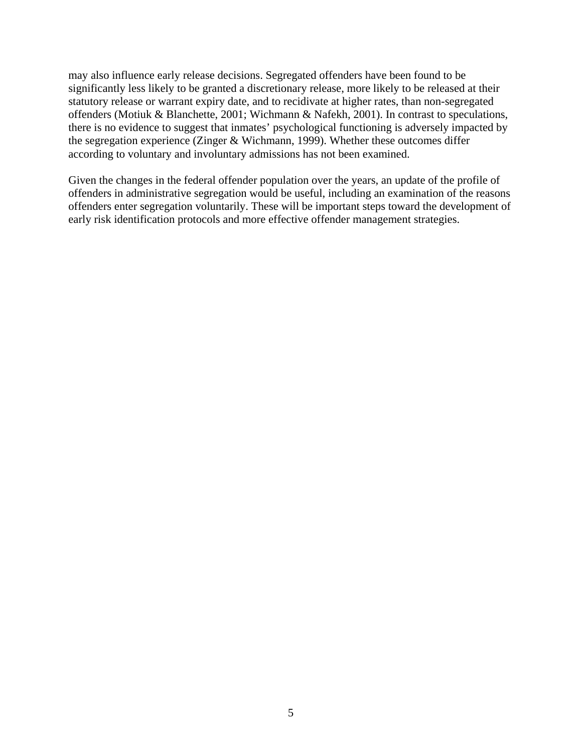may also influence early release decisions. Segregated offenders have been found to be significantly less likely to be granted a discretionary release, more likely to be released at their statutory release or warrant expiry date, and to recidivate at higher rates, than non-segregated offenders (Motiuk & Blanchette, 2001; Wichmann & Nafekh, 2001). In contrast to speculations, there is no evidence to suggest that inmates' psychological functioning is adversely impacted by the segregation experience (Zinger & Wichmann, 1999). Whether these outcomes differ according to voluntary and involuntary admissions has not been examined.

Given the changes in the federal offender population over the years, an update of the profile of offenders in administrative segregation would be useful, including an examination of the reasons offenders enter segregation voluntarily. These will be important steps toward the development of early risk identification protocols and more effective offender management strategies.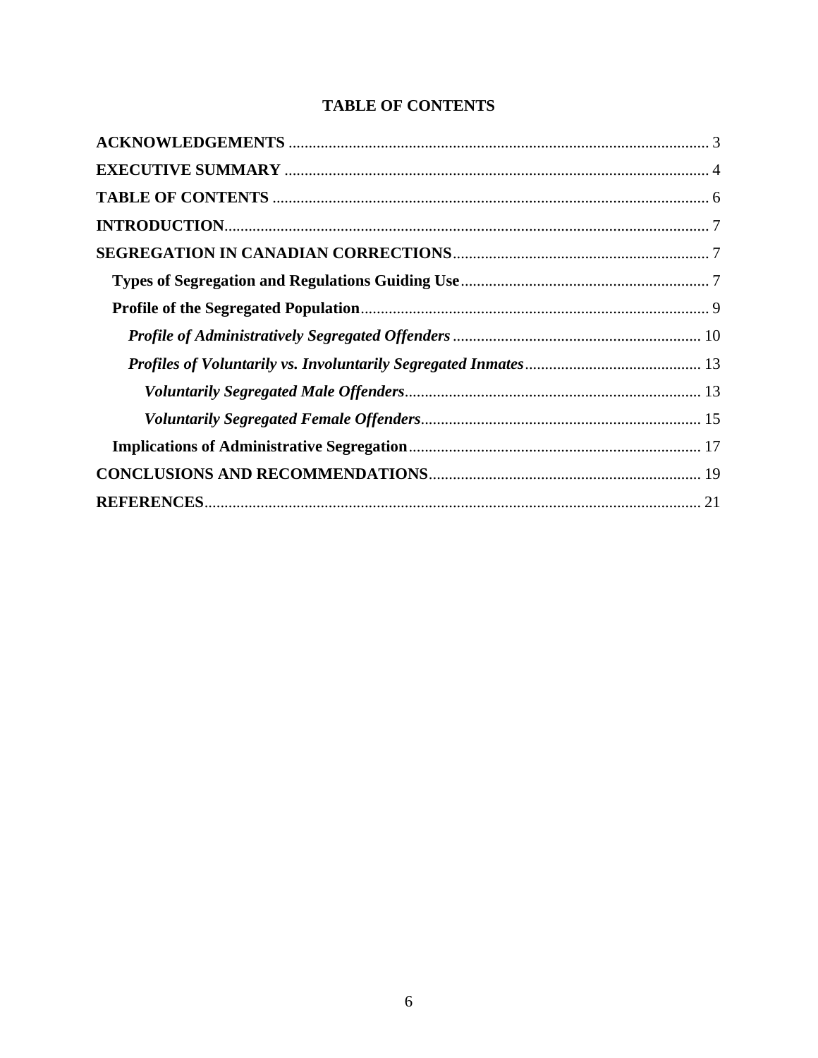# TABLE OF CONTENTS

**ACKNOWLEDGEMENTS** ........................................................................................................ 3

**EXECUTIVE SUMMARY** ........................................................................................................ 4

**TABLE OF CONTENTS** ........................................................................................................ 6

**INTRODUCTION**........................................................................................................................ 7

**SEGREGATION IN CANADIAN CORRECTIONS**................................................................ 7

- **Types of Segregation and Regulations Guiding Use**.............................................................. 7
- **Profile of the Segregated Population**...................................................................................... 9
  - ***Profile of Administratively Segregated Offenders*** .............................................................. 10
  - ***Profiles of Voluntarily vs. Involuntarily Segregated Inmates***............................................ 13
    - ***Voluntarily Segregated Male Offenders***.......................................................................... 13
    - ***Voluntarily Segregated Female Offenders***...................................................................... 15
- **Implications of Administrative Segregation**......................................................................... 17

**CONCLUSIONS AND RECOMMENDATIONS**.................................................................... 19

**REFERENCES**............................................................................................................................ 21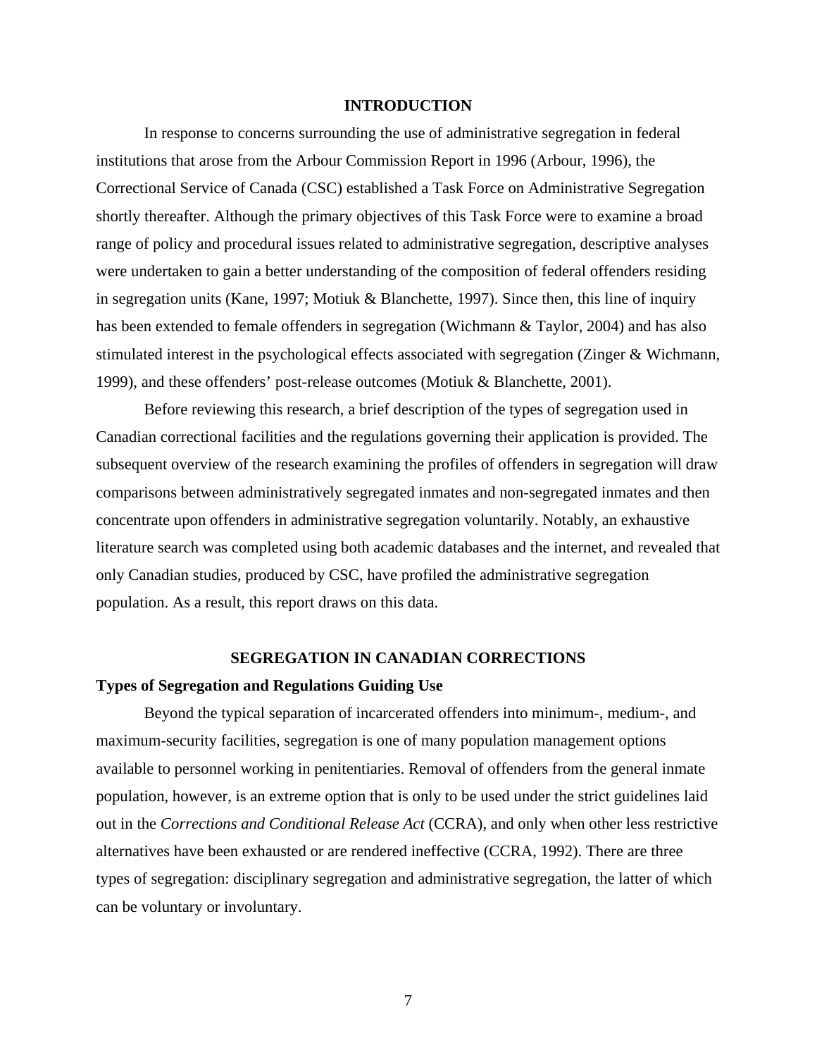# INTRODUCTION

In response to concerns surrounding the use of administrative segregation in federal institutions that arose from the Arbour Commission Report in 1996 (Arbour, 1996), the Correctional Service of Canada (CSC) established a Task Force on Administrative Segregation shortly thereafter. Although the primary objectives of this Task Force were to examine a broad range of policy and procedural issues related to administrative segregation, descriptive analyses were undertaken to gain a better understanding of the composition of federal offenders residing in segregation units (Kane, 1997; Motiuk & Blanchette, 1997). Since then, this line of inquiry has been extended to female offenders in segregation (Wichmann & Taylor, 2004) and has also stimulated interest in the psychological effects associated with segregation (Zinger & Wichmann, 1999), and these offenders' post-release outcomes (Motiuk & Blanchette, 2001).

Before reviewing this research, a brief description of the types of segregation used in Canadian correctional facilities and the regulations governing their application is provided. The subsequent overview of the research examining the profiles of offenders in segregation will draw comparisons between administratively segregated inmates and non-segregated inmates and then concentrate upon offenders in administrative segregation voluntarily. Notably, an exhaustive literature search was completed using both academic databases and the internet, and revealed that only Canadian studies, produced by CSC, have profiled the administrative segregation population. As a result, this report draws on this data.

# SEGREGATION IN CANADIAN CORRECTIONS

## Types of Segregation and Regulations Guiding Use

Beyond the typical separation of incarcerated offenders into minimum-, medium-, and maximum-security facilities, segregation is one of many population management options available to personnel working in penitentiaries. Removal of offenders from the general inmate population, however, is an extreme option that is only to be used under the strict guidelines laid out in the *Corrections and Conditional Release Act* (CCRA), and only when other less restrictive alternatives have been exhausted or are rendered ineffective (CCRA, 1992). There are three types of segregation: disciplinary segregation and administrative segregation, the latter of which can be voluntary or involuntary.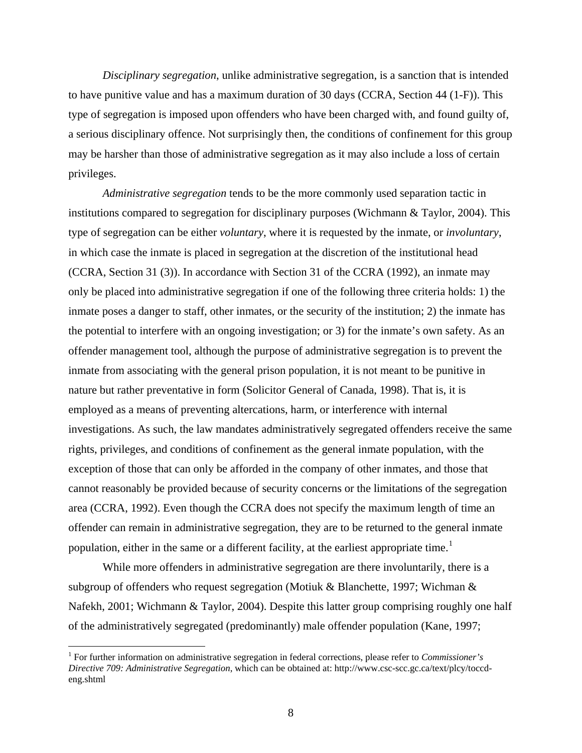*Disciplinary segregation*, unlike administrative segregation, is a sanction that is intended to have punitive value and has a maximum duration of 30 days (CCRA, Section 44 (1-F)). This type of segregation is imposed upon offenders who have been charged with, and found guilty of, a serious disciplinary offence. Not surprisingly then, the conditions of confinement for this group may be harsher than those of administrative segregation as it may also include a loss of certain privileges.

*Administrative segregation* tends to be the more commonly used separation tactic in institutions compared to segregation for disciplinary purposes (Wichmann & Taylor, 2004). This type of segregation can be either *voluntary*, where it is requested by the inmate, or *involuntary*, in which case the inmate is placed in segregation at the discretion of the institutional head (CCRA, Section 31 (3)). In accordance with Section 31 of the CCRA (1992), an inmate may only be placed into administrative segregation if one of the following three criteria holds: 1) the inmate poses a danger to staff, other inmates, or the security of the institution; 2) the inmate has the potential to interfere with an ongoing investigation; or 3) for the inmate's own safety. As an offender management tool, although the purpose of administrative segregation is to prevent the inmate from associating with the general prison population, it is not meant to be punitive in nature but rather preventative in form (Solicitor General of Canada, 1998). That is, it is employed as a means of preventing altercations, harm, or interference with internal investigations. As such, the law mandates administratively segregated offenders receive the same rights, privileges, and conditions of confinement as the general inmate population, with the exception of those that can only be afforded in the company of other inmates, and those that cannot reasonably be provided because of security concerns or the limitations of the segregation area (CCRA, 1992). Even though the CCRA does not specify the maximum length of time an offender can remain in administrative segregation, they are to be returned to the general inmate population, either in the same or a different facility, at the earliest appropriate time.[1]

While more offenders in administrative segregation are there involuntarily, there is a subgroup of offenders who request segregation (Motiuk & Blanchette, 1997; Wichman & Nafekh, 2001; Wichmann & Taylor, 2004). Despite this latter group comprising roughly one half of the administratively segregated (predominantly) male offender population (Kane, 1997;

[1] For further information on administrative segregation in federal corrections, please refer to *Commissioner's Directive 709: Administrative Segregation*, which can be obtained at: http://www.csc-scc.gc.ca/text/plcy/toccd-eng.shtml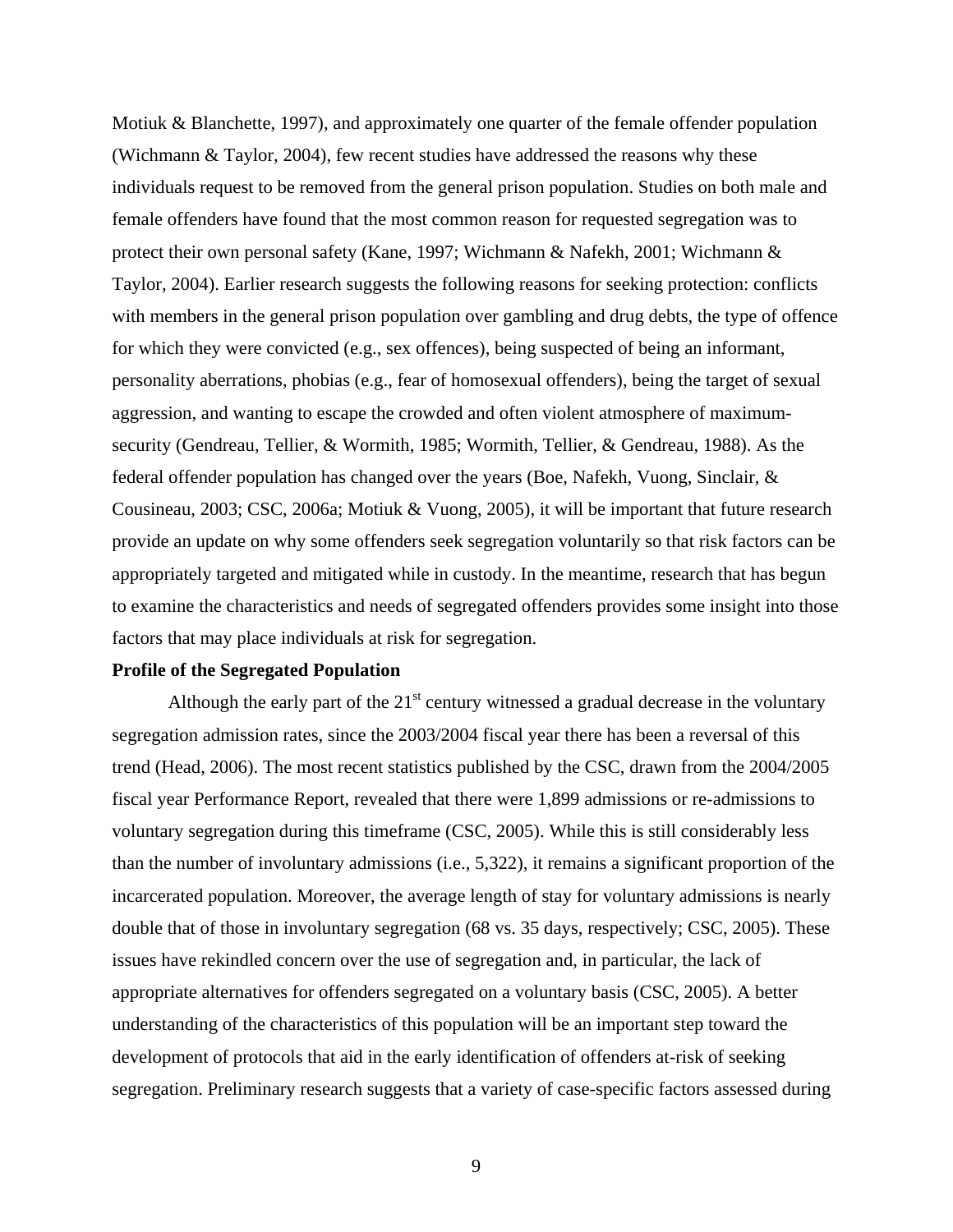Motiuk & Blanchette, 1997), and approximately one quarter of the female offender population (Wichmann & Taylor, 2004), few recent studies have addressed the reasons why these individuals request to be removed from the general prison population. Studies on both male and female offenders have found that the most common reason for requested segregation was to protect their own personal safety (Kane, 1997; Wichmann & Nafekh, 2001; Wichmann & Taylor, 2004). Earlier research suggests the following reasons for seeking protection: conflicts with members in the general prison population over gambling and drug debts, the type of offence for which they were convicted (e.g., sex offences), being suspected of being an informant, personality aberrations, phobias (e.g., fear of homosexual offenders), being the target of sexual aggression, and wanting to escape the crowded and often violent atmosphere of maximum-security (Gendreau, Tellier, & Wormith, 1985; Wormith, Tellier, & Gendreau, 1988). As the federal offender population has changed over the years (Boe, Nafekh, Vuong, Sinclair, & Cousineau, 2003; CSC, 2006a; Motiuk & Vuong, 2005), it will be important that future research provide an update on why some offenders seek segregation voluntarily so that risk factors can be appropriately targeted and mitigated while in custody. In the meantime, research that has begun to examine the characteristics and needs of segregated offenders provides some insight into those factors that may place individuals at risk for segregation.

**Profile of the Segregated Population**

Although the early part of the 21st century witnessed a gradual decrease in the voluntary segregation admission rates, since the 2003/2004 fiscal year there has been a reversal of this trend (Head, 2006). The most recent statistics published by the CSC, drawn from the 2004/2005 fiscal year Performance Report, revealed that there were 1,899 admissions or re-admissions to voluntary segregation during this timeframe (CSC, 2005). While this is still considerably less than the number of involuntary admissions (i.e., 5,322), it remains a significant proportion of the incarcerated population. Moreover, the average length of stay for voluntary admissions is nearly double that of those in involuntary segregation (68 vs. 35 days, respectively; CSC, 2005). These issues have rekindled concern over the use of segregation and, in particular, the lack of appropriate alternatives for offenders segregated on a voluntary basis (CSC, 2005). A better understanding of the characteristics of this population will be an important step toward the development of protocols that aid in the early identification of offenders at-risk of seeking segregation. Preliminary research suggests that a variety of case-specific factors assessed during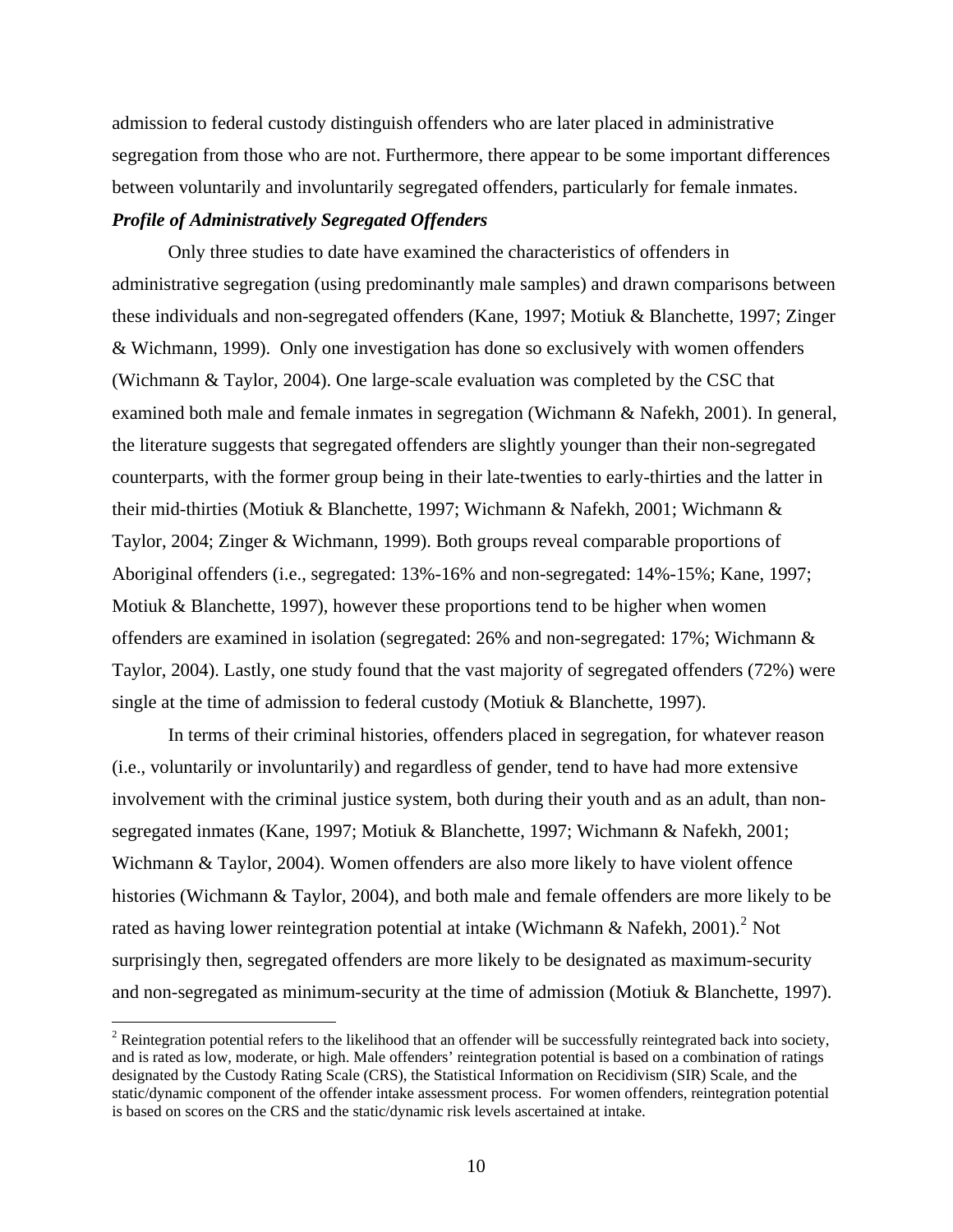admission to federal custody distinguish offenders who are later placed in administrative segregation from those who are not. Furthermore, there appear to be some important differences between voluntarily and involuntarily segregated offenders, particularly for female inmates.

***Profile of Administratively Segregated Offenders***

Only three studies to date have examined the characteristics of offenders in administrative segregation (using predominantly male samples) and drawn comparisons between these individuals and non-segregated offenders (Kane, 1997; Motiuk & Blanchette, 1997; Zinger & Wichmann, 1999). Only one investigation has done so exclusively with women offenders (Wichmann & Taylor, 2004). One large-scale evaluation was completed by the CSC that examined both male and female inmates in segregation (Wichmann & Nafekh, 2001). In general, the literature suggests that segregated offenders are slightly younger than their non-segregated counterparts, with the former group being in their late-twenties to early-thirties and the latter in their mid-thirties (Motiuk & Blanchette, 1997; Wichmann & Nafekh, 2001; Wichmann & Taylor, 2004; Zinger & Wichmann, 1999). Both groups reveal comparable proportions of Aboriginal offenders (i.e., segregated: 13%-16% and non-segregated: 14%-15%; Kane, 1997; Motiuk & Blanchette, 1997), however these proportions tend to be higher when women offenders are examined in isolation (segregated: 26% and non-segregated: 17%; Wichmann & Taylor, 2004). Lastly, one study found that the vast majority of segregated offenders (72%) were single at the time of admission to federal custody (Motiuk & Blanchette, 1997).

In terms of their criminal histories, offenders placed in segregation, for whatever reason (i.e., voluntarily or involuntarily) and regardless of gender, tend to have had more extensive involvement with the criminal justice system, both during their youth and as an adult, than non-segregated inmates (Kane, 1997; Motiuk & Blanchette, 1997; Wichmann & Nafekh, 2001; Wichmann & Taylor, 2004). Women offenders are also more likely to have violent offence histories (Wichmann & Taylor, 2004), and both male and female offenders are more likely to be rated as having lower reintegration potential at intake (Wichmann & Nafekh, 2001).[2] Not surprisingly then, segregated offenders are more likely to be designated as maximum-security and non-segregated as minimum-security at the time of admission (Motiuk & Blanchette, 1997).

[2] Reintegration potential refers to the likelihood that an offender will be successfully reintegrated back into society, and is rated as low, moderate, or high. Male offenders' reintegration potential is based on a combination of ratings designated by the Custody Rating Scale (CRS), the Statistical Information on Recidivism (SIR) Scale, and the static/dynamic component of the offender intake assessment process. For women offenders, reintegration potential is based on scores on the CRS and the static/dynamic risk levels ascertained at intake.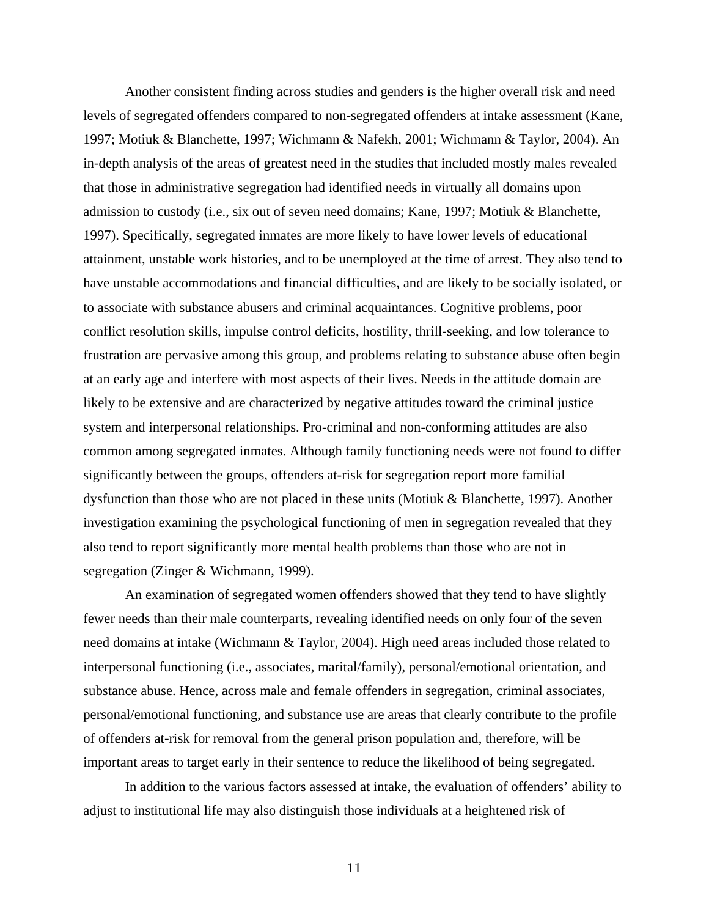Another consistent finding across studies and genders is the higher overall risk and need levels of segregated offenders compared to non-segregated offenders at intake assessment (Kane, 1997; Motiuk & Blanchette, 1997; Wichmann & Nafekh, 2001; Wichmann & Taylor, 2004). An in-depth analysis of the areas of greatest need in the studies that included mostly males revealed that those in administrative segregation had identified needs in virtually all domains upon admission to custody (i.e., six out of seven need domains; Kane, 1997; Motiuk & Blanchette, 1997). Specifically, segregated inmates are more likely to have lower levels of educational attainment, unstable work histories, and to be unemployed at the time of arrest. They also tend to have unstable accommodations and financial difficulties, and are likely to be socially isolated, or to associate with substance abusers and criminal acquaintances. Cognitive problems, poor conflict resolution skills, impulse control deficits, hostility, thrill-seeking, and low tolerance to frustration are pervasive among this group, and problems relating to substance abuse often begin at an early age and interfere with most aspects of their lives. Needs in the attitude domain are likely to be extensive and are characterized by negative attitudes toward the criminal justice system and interpersonal relationships. Pro-criminal and non-conforming attitudes are also common among segregated inmates. Although family functioning needs were not found to differ significantly between the groups, offenders at-risk for segregation report more familial dysfunction than those who are not placed in these units (Motiuk & Blanchette, 1997). Another investigation examining the psychological functioning of men in segregation revealed that they also tend to report significantly more mental health problems than those who are not in segregation (Zinger & Wichmann, 1999).

An examination of segregated women offenders showed that they tend to have slightly fewer needs than their male counterparts, revealing identified needs on only four of the seven need domains at intake (Wichmann & Taylor, 2004). High need areas included those related to interpersonal functioning (i.e., associates, marital/family), personal/emotional orientation, and substance abuse. Hence, across male and female offenders in segregation, criminal associates, personal/emotional functioning, and substance use are areas that clearly contribute to the profile of offenders at-risk for removal from the general prison population and, therefore, will be important areas to target early in their sentence to reduce the likelihood of being segregated.

In addition to the various factors assessed at intake, the evaluation of offenders' ability to adjust to institutional life may also distinguish those individuals at a heightened risk of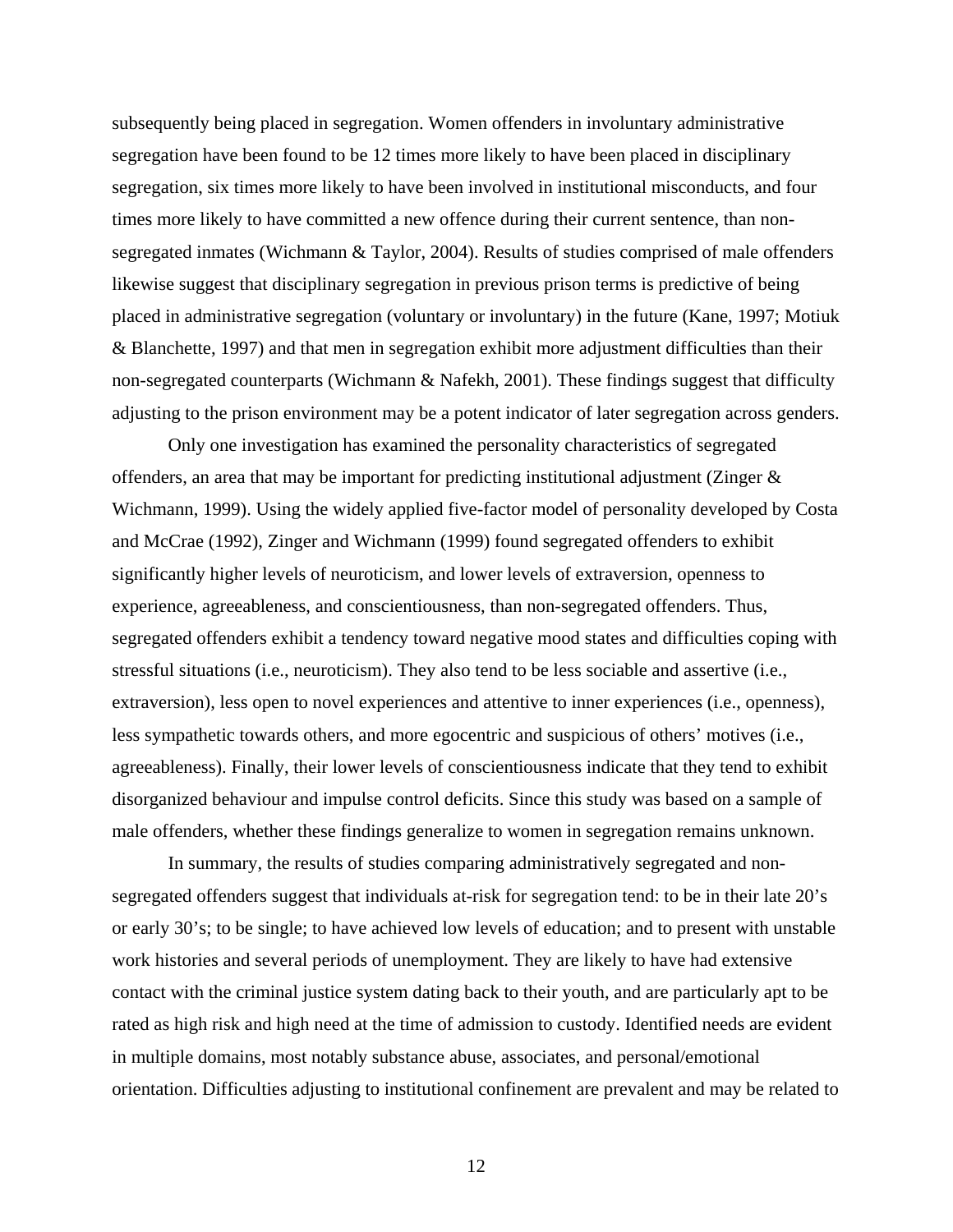subsequently being placed in segregation. Women offenders in involuntary administrative segregation have been found to be 12 times more likely to have been placed in disciplinary segregation, six times more likely to have been involved in institutional misconducts, and four times more likely to have committed a new offence during their current sentence, than non-segregated inmates (Wichmann & Taylor, 2004). Results of studies comprised of male offenders likewise suggest that disciplinary segregation in previous prison terms is predictive of being placed in administrative segregation (voluntary or involuntary) in the future (Kane, 1997; Motiuk & Blanchette, 1997) and that men in segregation exhibit more adjustment difficulties than their non-segregated counterparts (Wichmann & Nafekh, 2001). These findings suggest that difficulty adjusting to the prison environment may be a potent indicator of later segregation across genders.

Only one investigation has examined the personality characteristics of segregated offenders, an area that may be important for predicting institutional adjustment (Zinger & Wichmann, 1999). Using the widely applied five-factor model of personality developed by Costa and McCrae (1992), Zinger and Wichmann (1999) found segregated offenders to exhibit significantly higher levels of neuroticism, and lower levels of extraversion, openness to experience, agreeableness, and conscientiousness, than non-segregated offenders. Thus, segregated offenders exhibit a tendency toward negative mood states and difficulties coping with stressful situations (i.e., neuroticism). They also tend to be less sociable and assertive (i.e., extraversion), less open to novel experiences and attentive to inner experiences (i.e., openness), less sympathetic towards others, and more egocentric and suspicious of others' motives (i.e., agreeableness). Finally, their lower levels of conscientiousness indicate that they tend to exhibit disorganized behaviour and impulse control deficits. Since this study was based on a sample of male offenders, whether these findings generalize to women in segregation remains unknown.

In summary, the results of studies comparing administratively segregated and non-segregated offenders suggest that individuals at-risk for segregation tend: to be in their late 20's or early 30's; to be single; to have achieved low levels of education; and to present with unstable work histories and several periods of unemployment. They are likely to have had extensive contact with the criminal justice system dating back to their youth, and are particularly apt to be rated as high risk and high need at the time of admission to custody. Identified needs are evident in multiple domains, most notably substance abuse, associates, and personal/emotional orientation. Difficulties adjusting to institutional confinement are prevalent and may be related to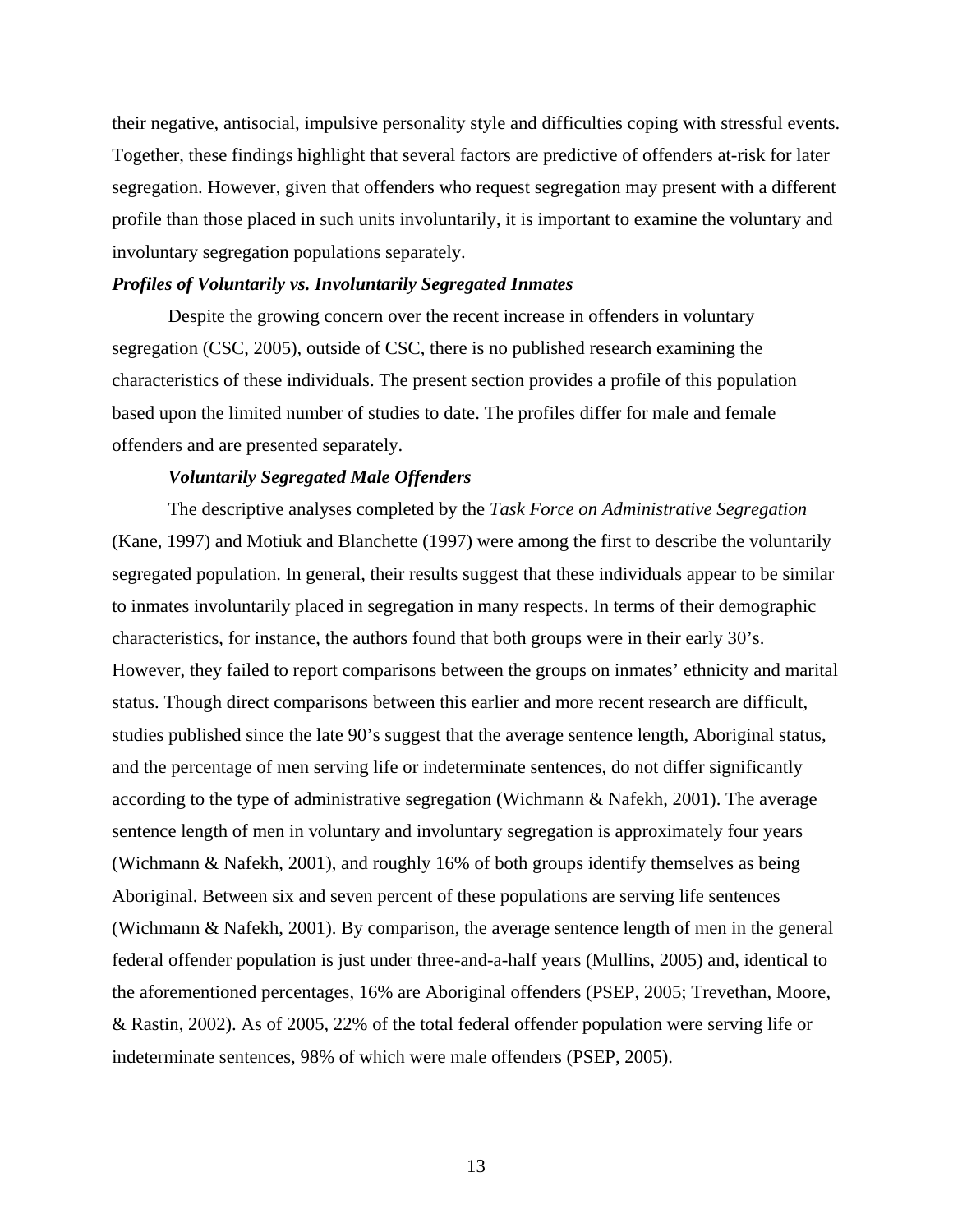their negative, antisocial, impulsive personality style and difficulties coping with stressful events. Together, these findings highlight that several factors are predictive of offenders at-risk for later segregation. However, given that offenders who request segregation may present with a different profile than those placed in such units involuntarily, it is important to examine the voluntary and involuntary segregation populations separately.

***Profiles of Voluntarily vs. Involuntarily Segregated Inmates***

Despite the growing concern over the recent increase in offenders in voluntary segregation (CSC, 2005), outside of CSC, there is no published research examining the characteristics of these individuals. The present section provides a profile of this population based upon the limited number of studies to date. The profiles differ for male and female offenders and are presented separately.

***Voluntarily Segregated Male Offenders***

The descriptive analyses completed by the *Task Force on Administrative Segregation* (Kane, 1997) and Motiuk and Blanchette (1997) were among the first to describe the voluntarily segregated population. In general, their results suggest that these individuals appear to be similar to inmates involuntarily placed in segregation in many respects. In terms of their demographic characteristics, for instance, the authors found that both groups were in their early 30's. However, they failed to report comparisons between the groups on inmates' ethnicity and marital status. Though direct comparisons between this earlier and more recent research are difficult, studies published since the late 90's suggest that the average sentence length, Aboriginal status, and the percentage of men serving life or indeterminate sentences, do not differ significantly according to the type of administrative segregation (Wichmann & Nafekh, 2001). The average sentence length of men in voluntary and involuntary segregation is approximately four years (Wichmann & Nafekh, 2001), and roughly 16% of both groups identify themselves as being Aboriginal. Between six and seven percent of these populations are serving life sentences (Wichmann & Nafekh, 2001). By comparison, the average sentence length of men in the general federal offender population is just under three-and-a-half years (Mullins, 2005) and, identical to the aforementioned percentages, 16% are Aboriginal offenders (PSEP, 2005; Trevethan, Moore, & Rastin, 2002). As of 2005, 22% of the total federal offender population were serving life or indeterminate sentences, 98% of which were male offenders (PSEP, 2005).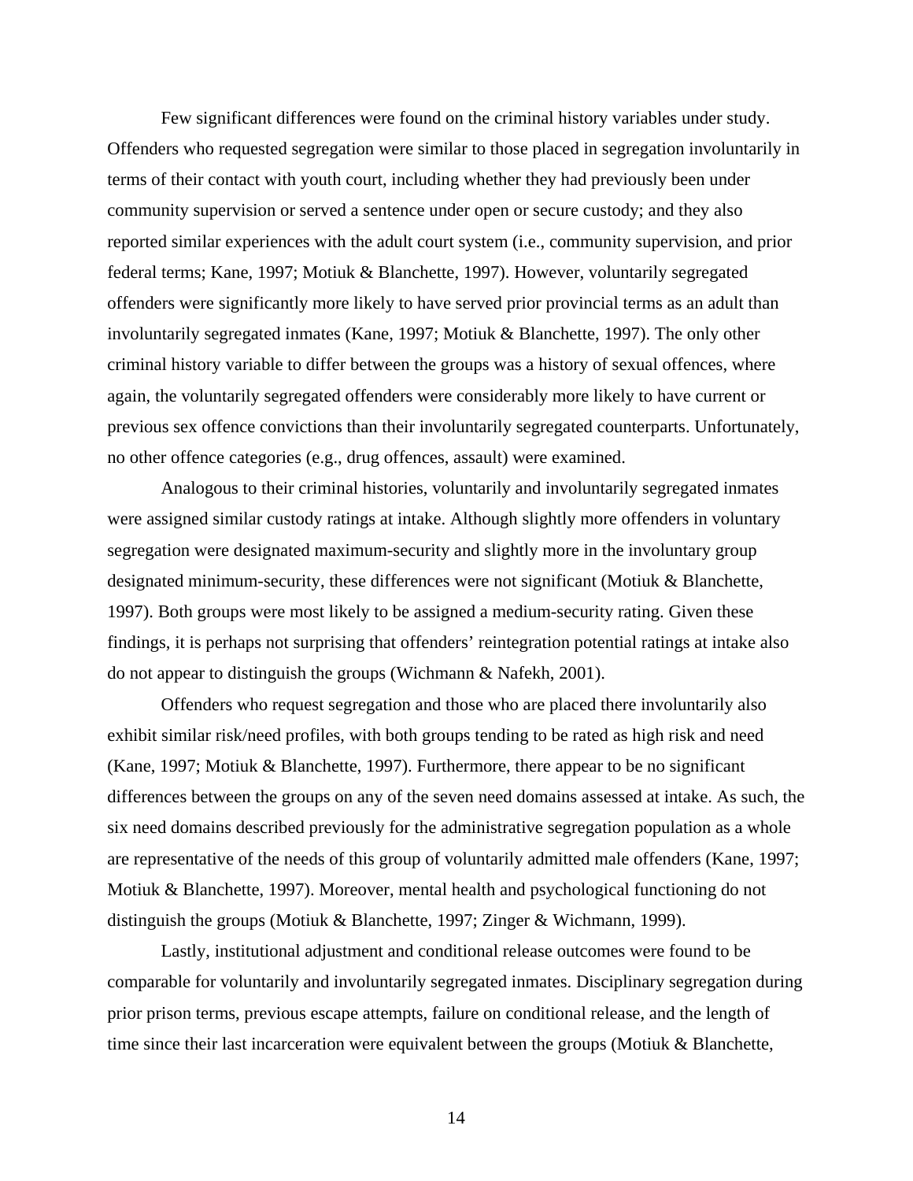Few significant differences were found on the criminal history variables under study. Offenders who requested segregation were similar to those placed in segregation involuntarily in terms of their contact with youth court, including whether they had previously been under community supervision or served a sentence under open or secure custody; and they also reported similar experiences with the adult court system (i.e., community supervision, and prior federal terms; Kane, 1997; Motiuk & Blanchette, 1997). However, voluntarily segregated offenders were significantly more likely to have served prior provincial terms as an adult than involuntarily segregated inmates (Kane, 1997; Motiuk & Blanchette, 1997). The only other criminal history variable to differ between the groups was a history of sexual offences, where again, the voluntarily segregated offenders were considerably more likely to have current or previous sex offence convictions than their involuntarily segregated counterparts. Unfortunately, no other offence categories (e.g., drug offences, assault) were examined.

Analogous to their criminal histories, voluntarily and involuntarily segregated inmates were assigned similar custody ratings at intake. Although slightly more offenders in voluntary segregation were designated maximum-security and slightly more in the involuntary group designated minimum-security, these differences were not significant (Motiuk & Blanchette, 1997). Both groups were most likely to be assigned a medium-security rating. Given these findings, it is perhaps not surprising that offenders' reintegration potential ratings at intake also do not appear to distinguish the groups (Wichmann & Nafekh, 2001).

Offenders who request segregation and those who are placed there involuntarily also exhibit similar risk/need profiles, with both groups tending to be rated as high risk and need (Kane, 1997; Motiuk & Blanchette, 1997). Furthermore, there appear to be no significant differences between the groups on any of the seven need domains assessed at intake. As such, the six need domains described previously for the administrative segregation population as a whole are representative of the needs of this group of voluntarily admitted male offenders (Kane, 1997; Motiuk & Blanchette, 1997). Moreover, mental health and psychological functioning do not distinguish the groups (Motiuk & Blanchette, 1997; Zinger & Wichmann, 1999).

Lastly, institutional adjustment and conditional release outcomes were found to be comparable for voluntarily and involuntarily segregated inmates. Disciplinary segregation during prior prison terms, previous escape attempts, failure on conditional release, and the length of time since their last incarceration were equivalent between the groups (Motiuk & Blanchette,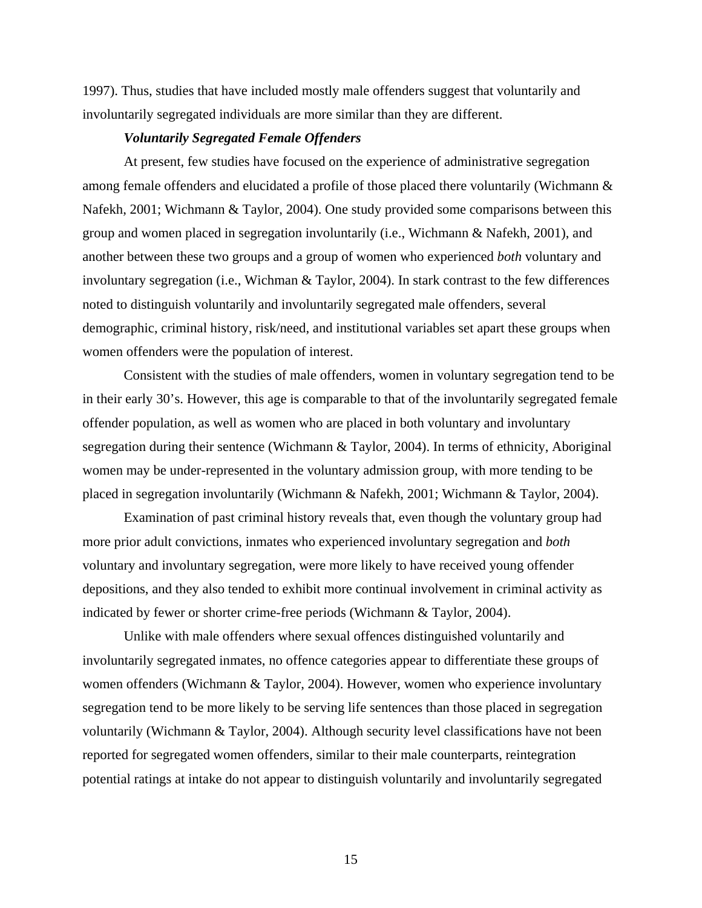1997). Thus, studies that have included mostly male offenders suggest that voluntarily and involuntarily segregated individuals are more similar than they are different.

### *Voluntarily Segregated Female Offenders*

At present, few studies have focused on the experience of administrative segregation among female offenders and elucidated a profile of those placed there voluntarily (Wichmann & Nafekh, 2001; Wichmann & Taylor, 2004). One study provided some comparisons between this group and women placed in segregation involuntarily (i.e., Wichmann & Nafekh, 2001), and another between these two groups and a group of women who experienced *both* voluntary and involuntary segregation (i.e., Wichman & Taylor, 2004). In stark contrast to the few differences noted to distinguish voluntarily and involuntarily segregated male offenders, several demographic, criminal history, risk/need, and institutional variables set apart these groups when women offenders were the population of interest.

Consistent with the studies of male offenders, women in voluntary segregation tend to be in their early 30's. However, this age is comparable to that of the involuntarily segregated female offender population, as well as women who are placed in both voluntary and involuntary segregation during their sentence (Wichmann & Taylor, 2004). In terms of ethnicity, Aboriginal women may be under-represented in the voluntary admission group, with more tending to be placed in segregation involuntarily (Wichmann & Nafekh, 2001; Wichmann & Taylor, 2004).

Examination of past criminal history reveals that, even though the voluntary group had more prior adult convictions, inmates who experienced involuntary segregation and *both* voluntary and involuntary segregation, were more likely to have received young offender depositions, and they also tended to exhibit more continual involvement in criminal activity as indicated by fewer or shorter crime-free periods (Wichmann & Taylor, 2004).

Unlike with male offenders where sexual offences distinguished voluntarily and involuntarily segregated inmates, no offence categories appear to differentiate these groups of women offenders (Wichmann & Taylor, 2004). However, women who experience involuntary segregation tend to be more likely to be serving life sentences than those placed in segregation voluntarily (Wichmann & Taylor, 2004). Although security level classifications have not been reported for segregated women offenders, similar to their male counterparts, reintegration potential ratings at intake do not appear to distinguish voluntarily and involuntarily segregated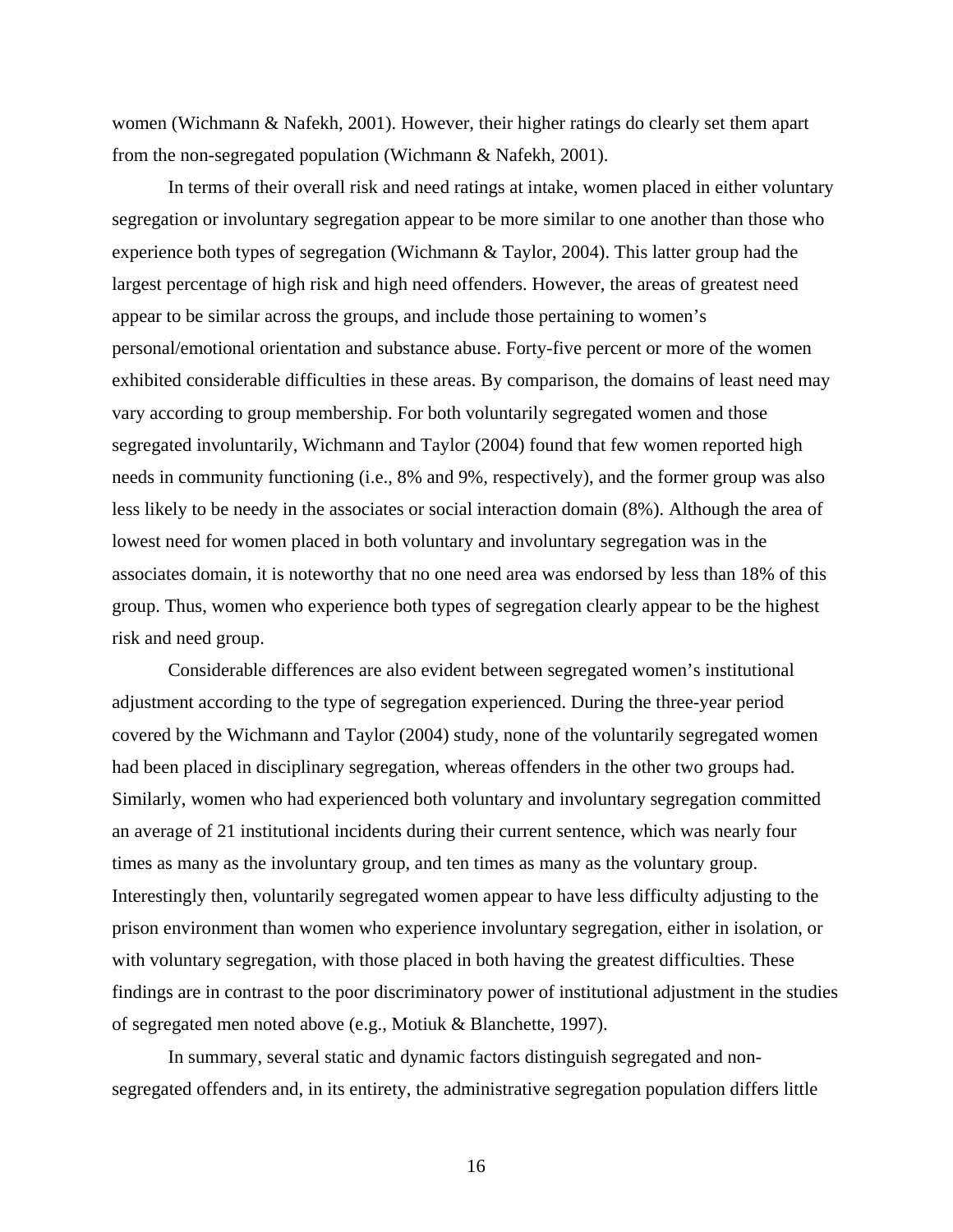women (Wichmann & Nafekh, 2001). However, their higher ratings do clearly set them apart from the non-segregated population (Wichmann & Nafekh, 2001).

In terms of their overall risk and need ratings at intake, women placed in either voluntary segregation or involuntary segregation appear to be more similar to one another than those who experience both types of segregation (Wichmann & Taylor, 2004). This latter group had the largest percentage of high risk and high need offenders. However, the areas of greatest need appear to be similar across the groups, and include those pertaining to women's personal/emotional orientation and substance abuse. Forty-five percent or more of the women exhibited considerable difficulties in these areas. By comparison, the domains of least need may vary according to group membership. For both voluntarily segregated women and those segregated involuntarily, Wichmann and Taylor (2004) found that few women reported high needs in community functioning (i.e., 8% and 9%, respectively), and the former group was also less likely to be needy in the associates or social interaction domain (8%). Although the area of lowest need for women placed in both voluntary and involuntary segregation was in the associates domain, it is noteworthy that no one need area was endorsed by less than 18% of this group. Thus, women who experience both types of segregation clearly appear to be the highest risk and need group.

Considerable differences are also evident between segregated women's institutional adjustment according to the type of segregation experienced. During the three-year period covered by the Wichmann and Taylor (2004) study, none of the voluntarily segregated women had been placed in disciplinary segregation, whereas offenders in the other two groups had. Similarly, women who had experienced both voluntary and involuntary segregation committed an average of 21 institutional incidents during their current sentence, which was nearly four times as many as the involuntary group, and ten times as many as the voluntary group. Interestingly then, voluntarily segregated women appear to have less difficulty adjusting to the prison environment than women who experience involuntary segregation, either in isolation, or with voluntary segregation, with those placed in both having the greatest difficulties. These findings are in contrast to the poor discriminatory power of institutional adjustment in the studies of segregated men noted above (e.g., Motiuk & Blanchette, 1997).

In summary, several static and dynamic factors distinguish segregated and non-segregated offenders and, in its entirety, the administrative segregation population differs little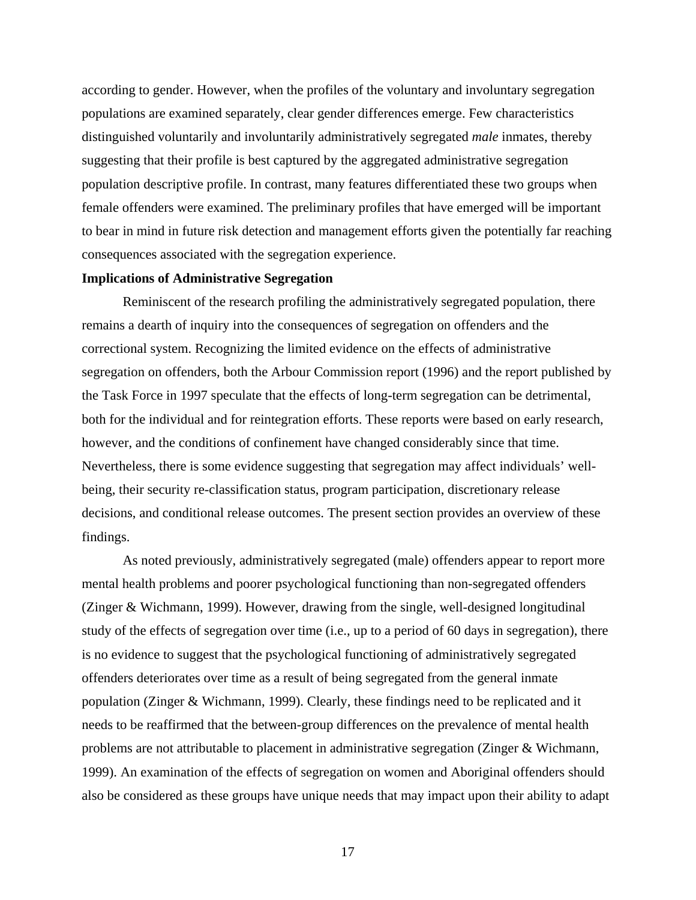according to gender. However, when the profiles of the voluntary and involuntary segregation populations are examined separately, clear gender differences emerge. Few characteristics distinguished voluntarily and involuntarily administratively segregated *male* inmates, thereby suggesting that their profile is best captured by the aggregated administrative segregation population descriptive profile. In contrast, many features differentiated these two groups when female offenders were examined. The preliminary profiles that have emerged will be important to bear in mind in future risk detection and management efforts given the potentially far reaching consequences associated with the segregation experience.

**Implications of Administrative Segregation**

Reminiscent of the research profiling the administratively segregated population, there remains a dearth of inquiry into the consequences of segregation on offenders and the correctional system. Recognizing the limited evidence on the effects of administrative segregation on offenders, both the Arbour Commission report (1996) and the report published by the Task Force in 1997 speculate that the effects of long-term segregation can be detrimental, both for the individual and for reintegration efforts. These reports were based on early research, however, and the conditions of confinement have changed considerably since that time. Nevertheless, there is some evidence suggesting that segregation may affect individuals' well-being, their security re-classification status, program participation, discretionary release decisions, and conditional release outcomes. The present section provides an overview of these findings.

As noted previously, administratively segregated (male) offenders appear to report more mental health problems and poorer psychological functioning than non-segregated offenders (Zinger & Wichmann, 1999). However, drawing from the single, well-designed longitudinal study of the effects of segregation over time (i.e., up to a period of 60 days in segregation), there is no evidence to suggest that the psychological functioning of administratively segregated offenders deteriorates over time as a result of being segregated from the general inmate population (Zinger & Wichmann, 1999). Clearly, these findings need to be replicated and it needs to be reaffirmed that the between-group differences on the prevalence of mental health problems are not attributable to placement in administrative segregation (Zinger & Wichmann, 1999). An examination of the effects of segregation on women and Aboriginal offenders should also be considered as these groups have unique needs that may impact upon their ability to adapt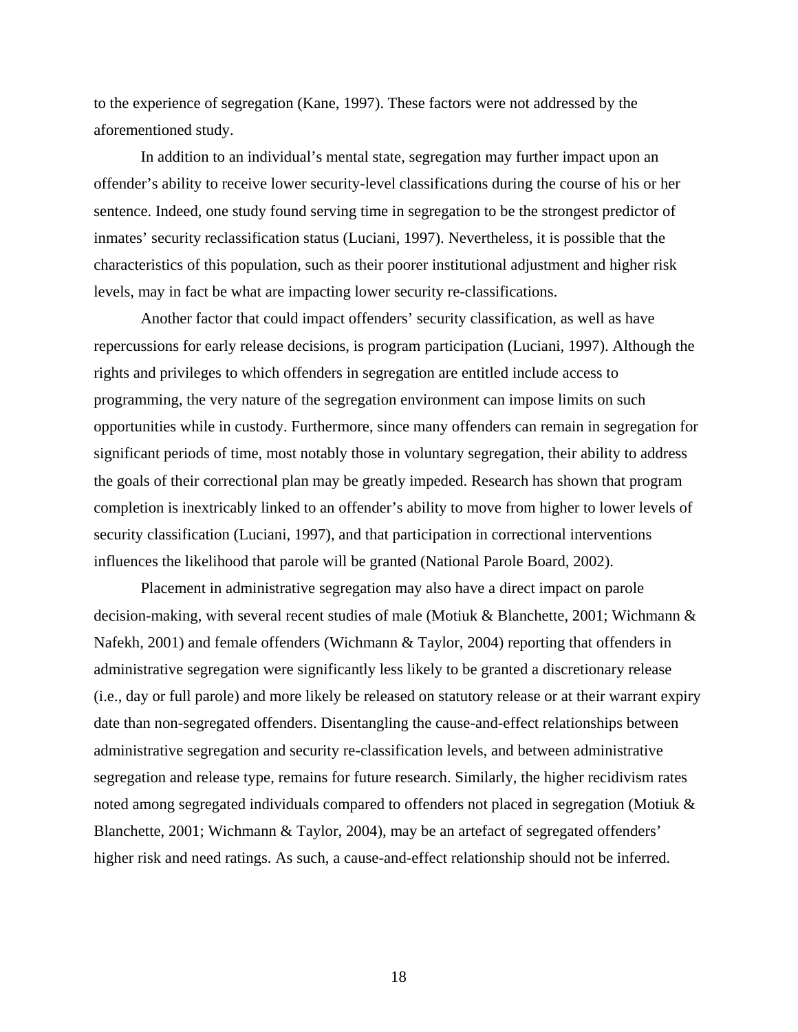to the experience of segregation (Kane, 1997). These factors were not addressed by the aforementioned study.

In addition to an individual's mental state, segregation may further impact upon an offender's ability to receive lower security-level classifications during the course of his or her sentence. Indeed, one study found serving time in segregation to be the strongest predictor of inmates' security reclassification status (Luciani, 1997). Nevertheless, it is possible that the characteristics of this population, such as their poorer institutional adjustment and higher risk levels, may in fact be what are impacting lower security re-classifications.

Another factor that could impact offenders' security classification, as well as have repercussions for early release decisions, is program participation (Luciani, 1997). Although the rights and privileges to which offenders in segregation are entitled include access to programming, the very nature of the segregation environment can impose limits on such opportunities while in custody. Furthermore, since many offenders can remain in segregation for significant periods of time, most notably those in voluntary segregation, their ability to address the goals of their correctional plan may be greatly impeded. Research has shown that program completion is inextricably linked to an offender's ability to move from higher to lower levels of security classification (Luciani, 1997), and that participation in correctional interventions influences the likelihood that parole will be granted (National Parole Board, 2002).

Placement in administrative segregation may also have a direct impact on parole decision-making, with several recent studies of male (Motiuk & Blanchette, 2001; Wichmann & Nafekh, 2001) and female offenders (Wichmann & Taylor, 2004) reporting that offenders in administrative segregation were significantly less likely to be granted a discretionary release (i.e., day or full parole) and more likely be released on statutory release or at their warrant expiry date than non-segregated offenders. Disentangling the cause-and-effect relationships between administrative segregation and security re-classification levels, and between administrative segregation and release type, remains for future research. Similarly, the higher recidivism rates noted among segregated individuals compared to offenders not placed in segregation (Motiuk & Blanchette, 2001; Wichmann & Taylor, 2004), may be an artefact of segregated offenders' higher risk and need ratings. As such, a cause-and-effect relationship should not be inferred.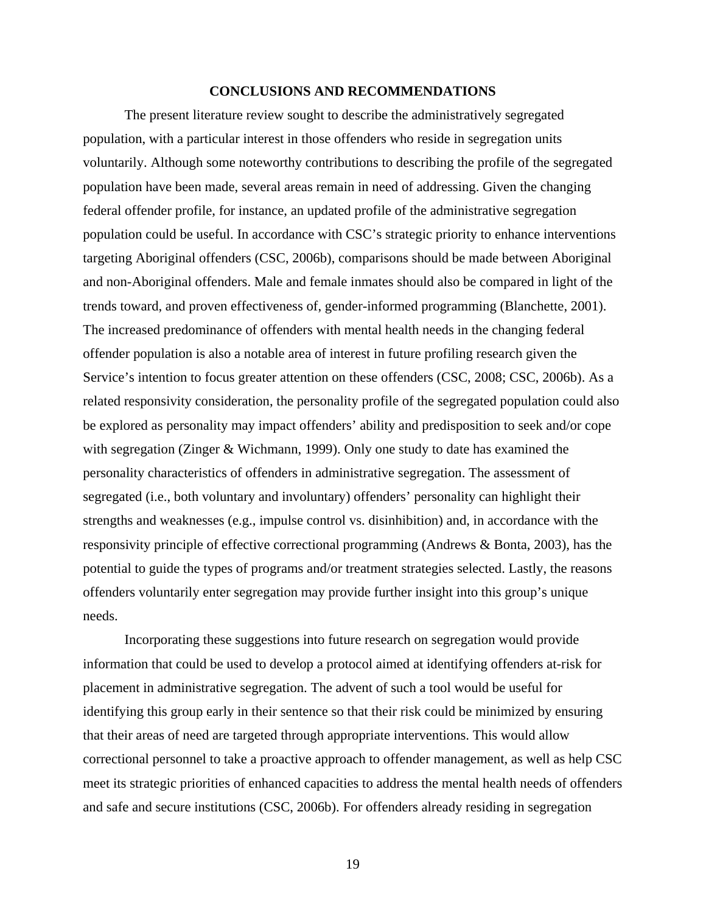# CONCLUSIONS AND RECOMMENDATIONS

The present literature review sought to describe the administratively segregated population, with a particular interest in those offenders who reside in segregation units voluntarily. Although some noteworthy contributions to describing the profile of the segregated population have been made, several areas remain in need of addressing. Given the changing federal offender profile, for instance, an updated profile of the administrative segregation population could be useful. In accordance with CSC's strategic priority to enhance interventions targeting Aboriginal offenders (CSC, 2006b), comparisons should be made between Aboriginal and non-Aboriginal offenders. Male and female inmates should also be compared in light of the trends toward, and proven effectiveness of, gender-informed programming (Blanchette, 2001). The increased predominance of offenders with mental health needs in the changing federal offender population is also a notable area of interest in future profiling research given the Service's intention to focus greater attention on these offenders (CSC, 2008; CSC, 2006b). As a related responsivity consideration, the personality profile of the segregated population could also be explored as personality may impact offenders' ability and predisposition to seek and/or cope with segregation (Zinger & Wichmann, 1999). Only one study to date has examined the personality characteristics of offenders in administrative segregation. The assessment of segregated (i.e., both voluntary and involuntary) offenders' personality can highlight their strengths and weaknesses (e.g., impulse control vs. disinhibition) and, in accordance with the responsivity principle of effective correctional programming (Andrews & Bonta, 2003), has the potential to guide the types of programs and/or treatment strategies selected. Lastly, the reasons offenders voluntarily enter segregation may provide further insight into this group's unique needs.

Incorporating these suggestions into future research on segregation would provide information that could be used to develop a protocol aimed at identifying offenders at-risk for placement in administrative segregation. The advent of such a tool would be useful for identifying this group early in their sentence so that their risk could be minimized by ensuring that their areas of need are targeted through appropriate interventions. This would allow correctional personnel to take a proactive approach to offender management, as well as help CSC meet its strategic priorities of enhanced capacities to address the mental health needs of offenders and safe and secure institutions (CSC, 2006b). For offenders already residing in segregation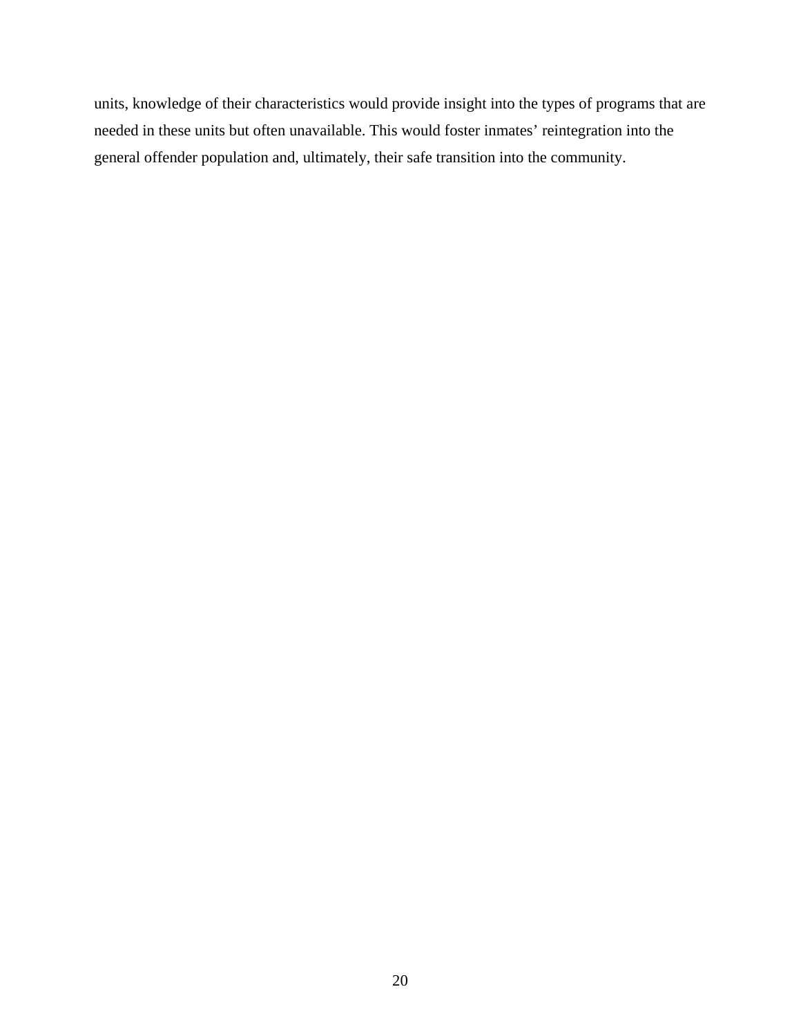units, knowledge of their characteristics would provide insight into the types of programs that are needed in these units but often unavailable. This would foster inmates' reintegration into the general offender population and, ultimately, their safe transition into the community.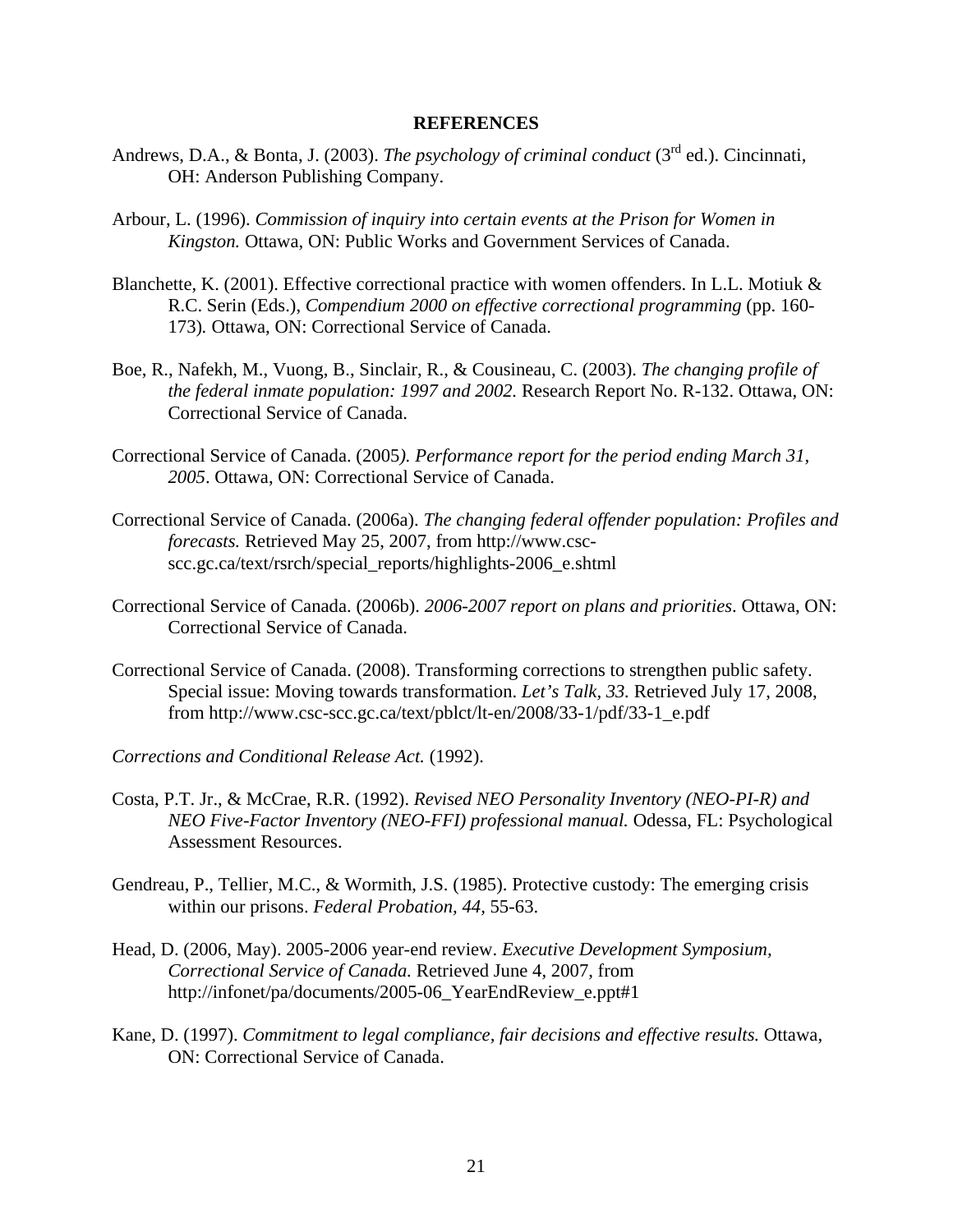## REFERENCES

Andrews, D.A., & Bonta, J. (2003). *The psychology of criminal conduct* (3rd ed.). Cincinnati, OH: Anderson Publishing Company.

Arbour, L. (1996). *Commission of inquiry into certain events at the Prison for Women in Kingston.* Ottawa, ON: Public Works and Government Services of Canada.

Blanchette, K. (2001). Effective correctional practice with women offenders. In L.L. Motiuk & R.C. Serin (Eds.), *Compendium 2000 on effective correctional programming* (pp. 160-173)*.* Ottawa, ON: Correctional Service of Canada.

Boe, R., Nafekh, M., Vuong, B., Sinclair, R., & Cousineau, C. (2003). *The changing profile of the federal inmate population: 1997 and 2002.* Research Report No. R-132. Ottawa, ON: Correctional Service of Canada.

Correctional Service of Canada. (2005*). Performance report for the period ending March 31, 2005*. Ottawa, ON: Correctional Service of Canada.

Correctional Service of Canada. (2006a). *The changing federal offender population: Profiles and forecasts.* Retrieved May 25, 2007, from http://www.csc-scc.gc.ca/text/rsrch/special_reports/highlights-2006_e.shtml

Correctional Service of Canada. (2006b). *2006-2007 report on plans and priorities*. Ottawa, ON: Correctional Service of Canada.

Correctional Service of Canada. (2008). Transforming corrections to strengthen public safety. Special issue: Moving towards transformation. *Let's Talk, 33.* Retrieved July 17, 2008, from http://www.csc-scc.gc.ca/text/pblct/lt-en/2008/33-1/pdf/33-1_e.pdf

*Corrections and Conditional Release Act.* (1992).

Costa, P.T. Jr., & McCrae, R.R. (1992). *Revised NEO Personality Inventory (NEO-PI-R) and NEO Five-Factor Inventory (NEO-FFI) professional manual.* Odessa, FL: Psychological Assessment Resources.

Gendreau, P., Tellier, M.C., & Wormith, J.S. (1985). Protective custody: The emerging crisis within our prisons. *Federal Probation, 44,* 55-63.

Head, D. (2006, May). 2005-2006 year-end review. *Executive Development Symposium, Correctional Service of Canada.* Retrieved June 4, 2007, from http://infonet/pa/documents/2005-06_YearEndReview_e.ppt#1

Kane, D. (1997). *Commitment to legal compliance, fair decisions and effective results.* Ottawa, ON: Correctional Service of Canada.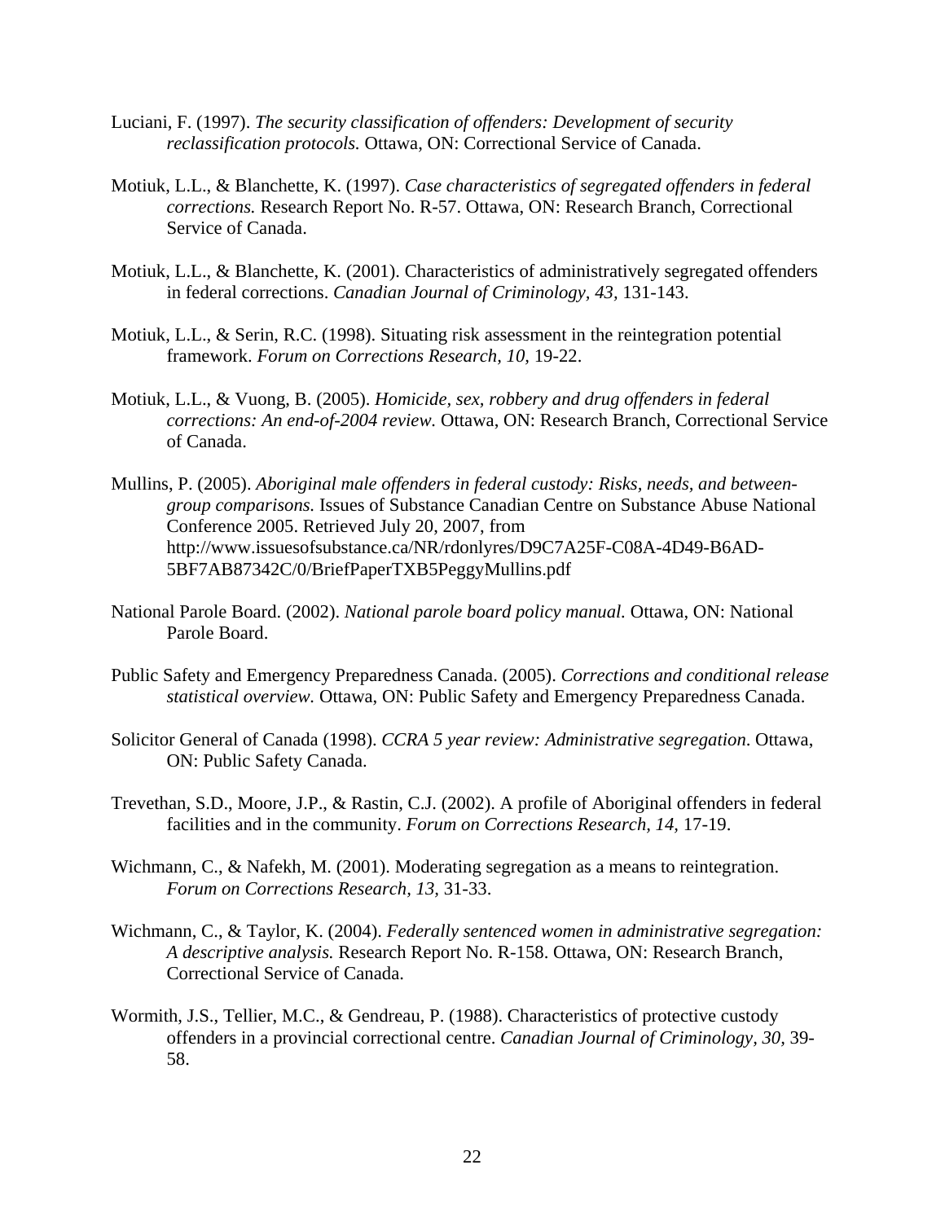Luciani, F. (1997). *The security classification of offenders: Development of security reclassification protocols.* Ottawa, ON: Correctional Service of Canada.

Motiuk, L.L., & Blanchette, K. (1997). *Case characteristics of segregated offenders in federal corrections.* Research Report No. R-57. Ottawa, ON: Research Branch, Correctional Service of Canada.

Motiuk, L.L., & Blanchette, K. (2001). Characteristics of administratively segregated offenders in federal corrections. *Canadian Journal of Criminology, 43,* 131-143.

Motiuk, L.L., & Serin, R.C. (1998). Situating risk assessment in the reintegration potential framework. *Forum on Corrections Research, 10,* 19-22.

Motiuk, L.L., & Vuong, B. (2005). *Homicide, sex, robbery and drug offenders in federal corrections: An end-of-2004 review.* Ottawa, ON: Research Branch, Correctional Service of Canada.

Mullins, P. (2005). *Aboriginal male offenders in federal custody: Risks, needs, and between-group comparisons.* Issues of Substance Canadian Centre on Substance Abuse National Conference 2005. Retrieved July 20, 2007, from http://www.issuesofsubstance.ca/NR/rdonlyres/D9C7A25F-C08A-4D49-B6AD-5BF7AB87342C/0/BriefPaperTXB5PeggyMullins.pdf

National Parole Board. (2002). *National parole board policy manual.* Ottawa, ON: National Parole Board.

Public Safety and Emergency Preparedness Canada. (2005). *Corrections and conditional release statistical overview.* Ottawa, ON: Public Safety and Emergency Preparedness Canada.

Solicitor General of Canada (1998). *CCRA 5 year review: Administrative segregation*. Ottawa, ON: Public Safety Canada.

Trevethan, S.D., Moore, J.P., & Rastin, C.J. (2002). A profile of Aboriginal offenders in federal facilities and in the community. *Forum on Corrections Research, 14,* 17-19.

Wichmann, C., & Nafekh, M. (2001). Moderating segregation as a means to reintegration. *Forum on Corrections Research, 13,* 31-33.

Wichmann, C., & Taylor, K. (2004). *Federally sentenced women in administrative segregation: A descriptive analysis.* Research Report No. R-158. Ottawa, ON: Research Branch, Correctional Service of Canada.

Wormith, J.S., Tellier, M.C., & Gendreau, P. (1988). Characteristics of protective custody offenders in a provincial correctional centre. *Canadian Journal of Criminology, 30,* 39-58.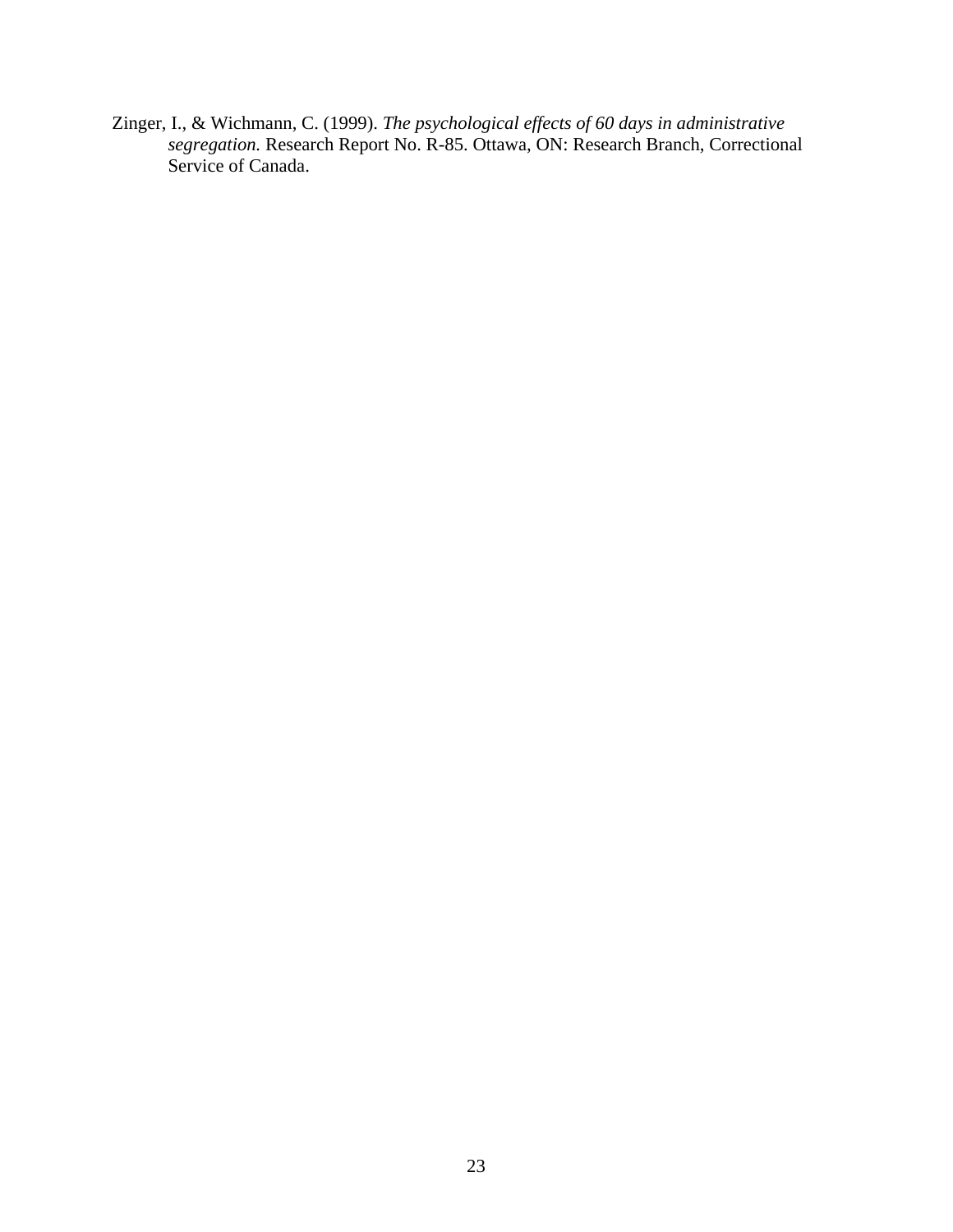Zinger, I., & Wichmann, C. (1999). *The psychological effects of 60 days in administrative segregation.* Research Report No. R-85. Ottawa, ON: Research Branch, Correctional Service of Canada.